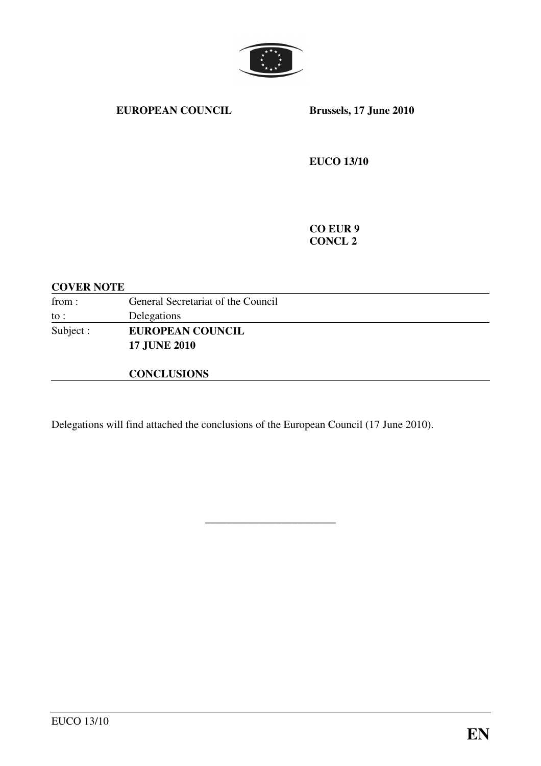**EUROPEAN COUNCIL** **Brussels, 17 June 2010**

**EUCO 13/10**

**CO EUR 9**
**CONCL 2**

**COVER NOTE**

| | |
|---|---|
| from : | General Secretariat of the Council |
| to : | Delegations |
| Subject : | **EUROPEAN COUNCIL**<br>**17 JUNE 2010**<br><br>**CONCLUSIONS** |

Delegations will find attached the conclusions of the European Council (17 June 2010).

________________________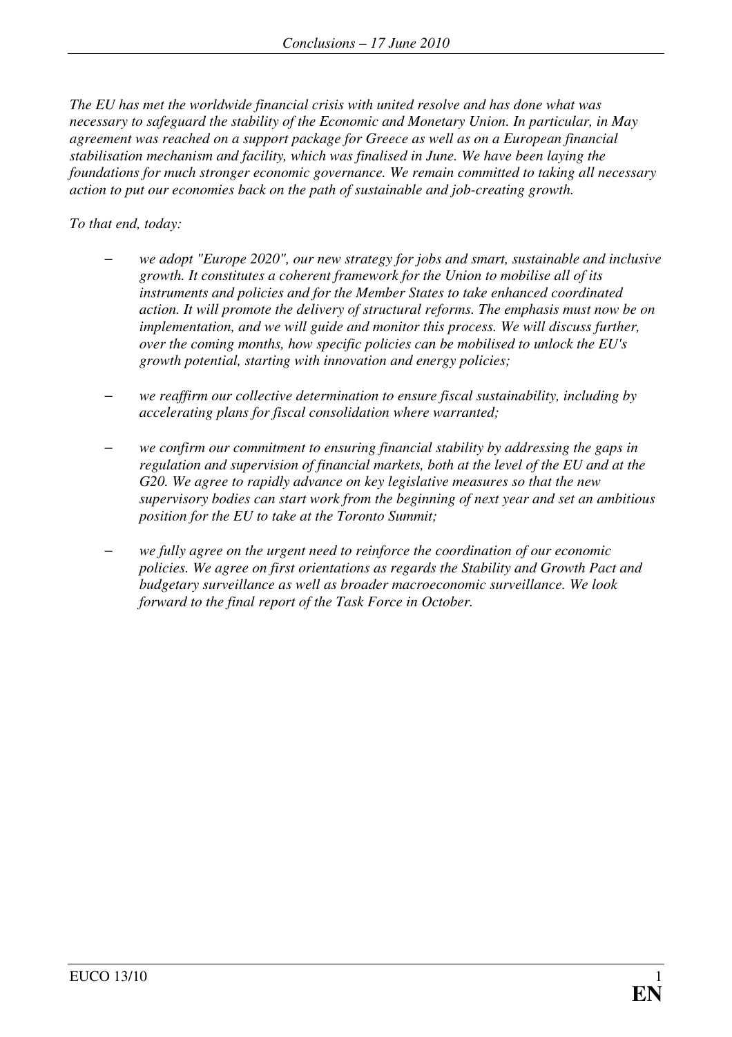*The EU has met the worldwide financial crisis with united resolve and has done what was necessary to safeguard the stability of the Economic and Monetary Union. In particular, in May agreement was reached on a support package for Greece as well as on a European financial stabilisation mechanism and facility, which was finalised in June. We have been laying the foundations for much stronger economic governance. We remain committed to taking all necessary action to put our economies back on the path of sustainable and job-creating growth.*

*To that end, today:*

- *we adopt "Europe 2020", our new strategy for jobs and smart, sustainable and inclusive growth. It constitutes a coherent framework for the Union to mobilise all of its instruments and policies and for the Member States to take enhanced coordinated action. It will promote the delivery of structural reforms. The emphasis must now be on implementation, and we will guide and monitor this process. We will discuss further, over the coming months, how specific policies can be mobilised to unlock the EU's growth potential, starting with innovation and energy policies;*

- *we reaffirm our collective determination to ensure fiscal sustainability, including by accelerating plans for fiscal consolidation where warranted;*

- *we confirm our commitment to ensuring financial stability by addressing the gaps in regulation and supervision of financial markets, both at the level of the EU and at the G20. We agree to rapidly advance on key legislative measures so that the new supervisory bodies can start work from the beginning of next year and set an ambitious position for the EU to take at the Toronto Summit;*

- *we fully agree on the urgent need to reinforce the coordination of our economic policies. We agree on first orientations as regards the Stability and Growth Pact and budgetary surveillance as well as broader macroeconomic surveillance. We look forward to the final report of the Task Force in October.*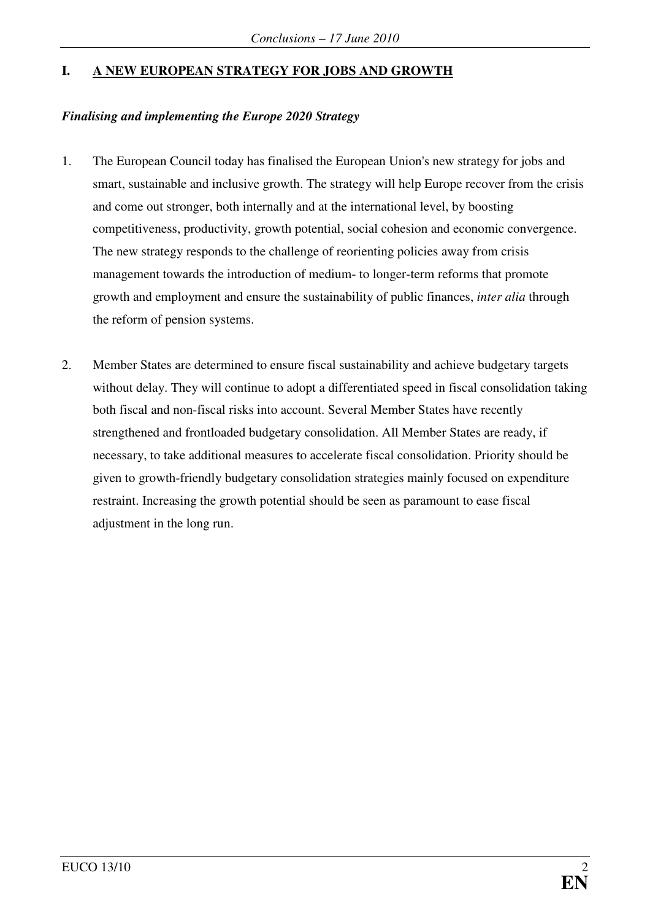## I. A NEW EUROPEAN STRATEGY FOR JOBS AND GROWTH

### *Finalising and implementing the Europe 2020 Strategy*

1. The European Council today has finalised the European Union's new strategy for jobs and smart, sustainable and inclusive growth. The strategy will help Europe recover from the crisis and come out stronger, both internally and at the international level, by boosting competitiveness, productivity, growth potential, social cohesion and economic convergence. The new strategy responds to the challenge of reorienting policies away from crisis management towards the introduction of medium- to longer-term reforms that promote growth and employment and ensure the sustainability of public finances, *inter alia* through the reform of pension systems.

2. Member States are determined to ensure fiscal sustainability and achieve budgetary targets without delay. They will continue to adopt a differentiated speed in fiscal consolidation taking both fiscal and non-fiscal risks into account. Several Member States have recently strengthened and frontloaded budgetary consolidation. All Member States are ready, if necessary, to take additional measures to accelerate fiscal consolidation. Priority should be given to growth-friendly budgetary consolidation strategies mainly focused on expenditure restraint. Increasing the growth potential should be seen as paramount to ease fiscal adjustment in the long run.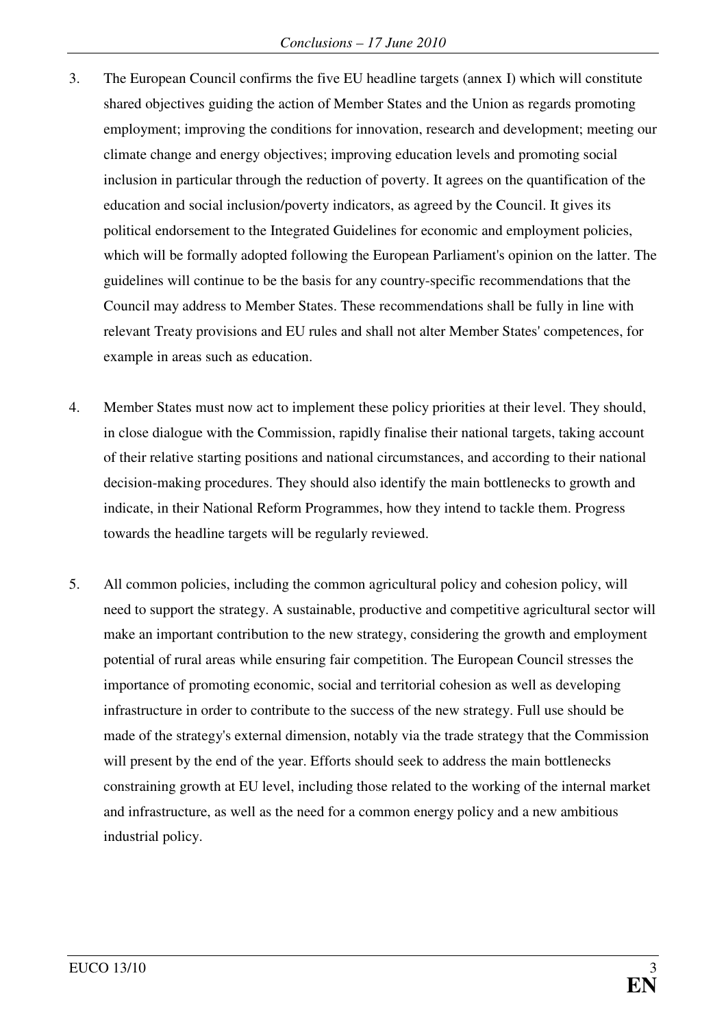3. The European Council confirms the five EU headline targets (annex I) which will constitute shared objectives guiding the action of Member States and the Union as regards promoting employment; improving the conditions for innovation, research and development; meeting our climate change and energy objectives; improving education levels and promoting social inclusion in particular through the reduction of poverty. It agrees on the quantification of the education and social inclusion/poverty indicators, as agreed by the Council. It gives its political endorsement to the Integrated Guidelines for economic and employment policies, which will be formally adopted following the European Parliament's opinion on the latter. The guidelines will continue to be the basis for any country-specific recommendations that the Council may address to Member States. These recommendations shall be fully in line with relevant Treaty provisions and EU rules and shall not alter Member States' competences, for example in areas such as education.

4. Member States must now act to implement these policy priorities at their level. They should, in close dialogue with the Commission, rapidly finalise their national targets, taking account of their relative starting positions and national circumstances, and according to their national decision-making procedures. They should also identify the main bottlenecks to growth and indicate, in their National Reform Programmes, how they intend to tackle them. Progress towards the headline targets will be regularly reviewed.

5. All common policies, including the common agricultural policy and cohesion policy, will need to support the strategy. A sustainable, productive and competitive agricultural sector will make an important contribution to the new strategy, considering the growth and employment potential of rural areas while ensuring fair competition. The European Council stresses the importance of promoting economic, social and territorial cohesion as well as developing infrastructure in order to contribute to the success of the new strategy. Full use should be made of the strategy's external dimension, notably via the trade strategy that the Commission will present by the end of the year. Efforts should seek to address the main bottlenecks constraining growth at EU level, including those related to the working of the internal market and infrastructure, as well as the need for a common energy policy and a new ambitious industrial policy.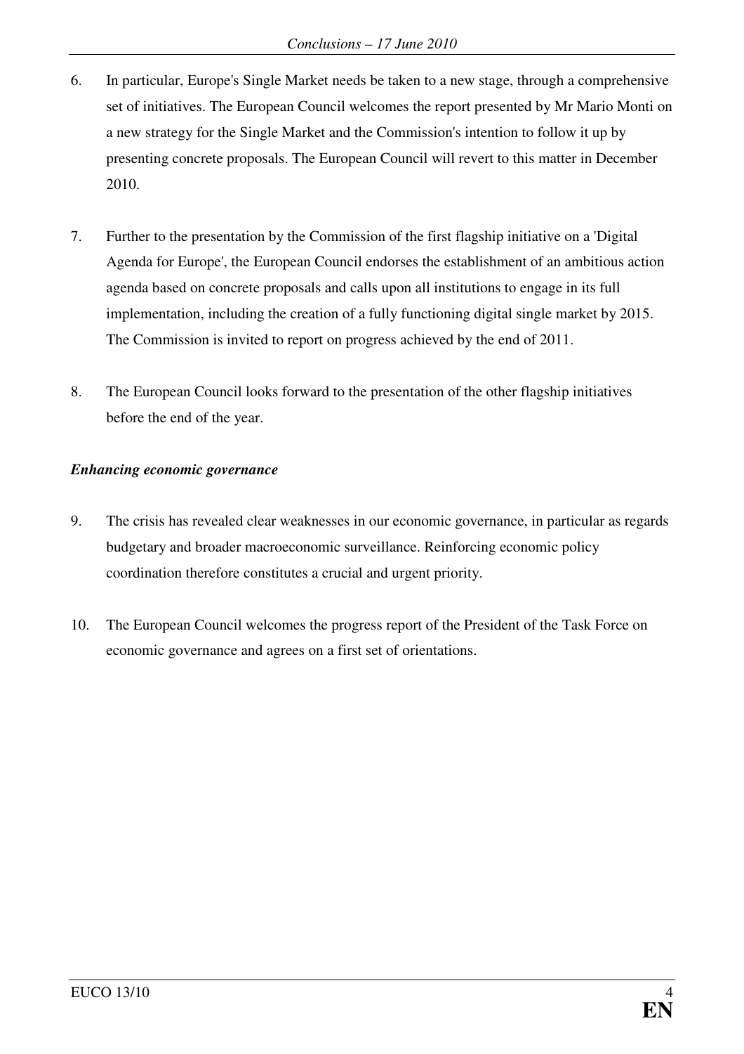6. In particular, Europe's Single Market needs be taken to a new stage, through a comprehensive set of initiatives. The European Council welcomes the report presented by Mr Mario Monti on a new strategy for the Single Market and the Commission's intention to follow it up by presenting concrete proposals. The European Council will revert to this matter in December 2010.

7. Further to the presentation by the Commission of the first flagship initiative on a 'Digital Agenda for Europe', the European Council endorses the establishment of an ambitious action agenda based on concrete proposals and calls upon all institutions to engage in its full implementation, including the creation of a fully functioning digital single market by 2015. The Commission is invited to report on progress achieved by the end of 2011.

8. The European Council looks forward to the presentation of the other flagship initiatives before the end of the year.

***Enhancing economic governance***

9. The crisis has revealed clear weaknesses in our economic governance, in particular as regards budgetary and broader macroeconomic surveillance. Reinforcing economic policy coordination therefore constitutes a crucial and urgent priority.

10. The European Council welcomes the progress report of the President of the Task Force on economic governance and agrees on a first set of orientations.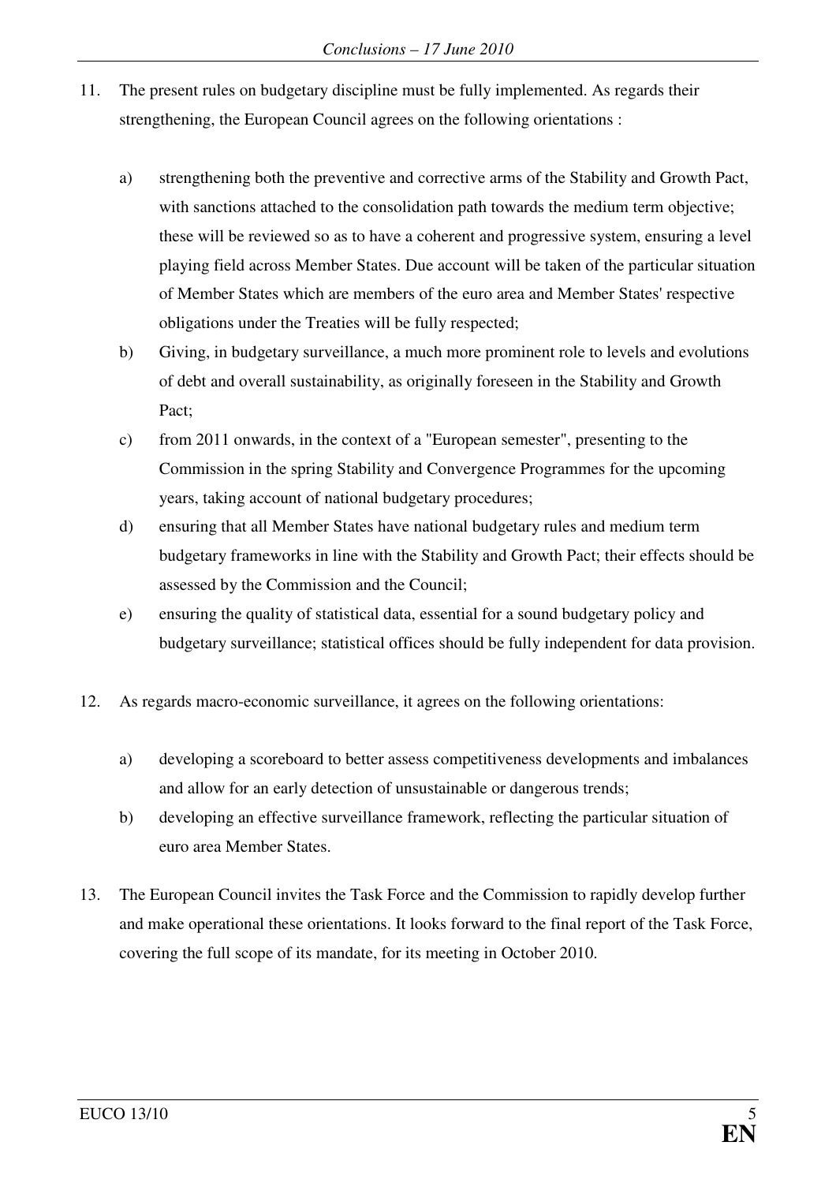11. The present rules on budgetary discipline must be fully implemented. As regards their strengthening, the European Council agrees on the following orientations :

    a) strengthening both the preventive and corrective arms of the Stability and Growth Pact, with sanctions attached to the consolidation path towards the medium term objective; these will be reviewed so as to have a coherent and progressive system, ensuring a level playing field across Member States. Due account will be taken of the particular situation of Member States which are members of the euro area and Member States' respective obligations under the Treaties will be fully respected;
    b) Giving, in budgetary surveillance, a much more prominent role to levels and evolutions of debt and overall sustainability, as originally foreseen in the Stability and Growth Pact;
    c) from 2011 onwards, in the context of a "European semester", presenting to the Commission in the spring Stability and Convergence Programmes for the upcoming years, taking account of national budgetary procedures;
    d) ensuring that all Member States have national budgetary rules and medium term budgetary frameworks in line with the Stability and Growth Pact; their effects should be assessed by the Commission and the Council;
    e) ensuring the quality of statistical data, essential for a sound budgetary policy and budgetary surveillance; statistical offices should be fully independent for data provision.

12. As regards macro-economic surveillance, it agrees on the following orientations:

    a) developing a scoreboard to better assess competitiveness developments and imbalances and allow for an early detection of unsustainable or dangerous trends;
    b) developing an effective surveillance framework, reflecting the particular situation of euro area Member States.

13. The European Council invites the Task Force and the Commission to rapidly develop further and make operational these orientations. It looks forward to the final report of the Task Force, covering the full scope of its mandate, for its meeting in October 2010.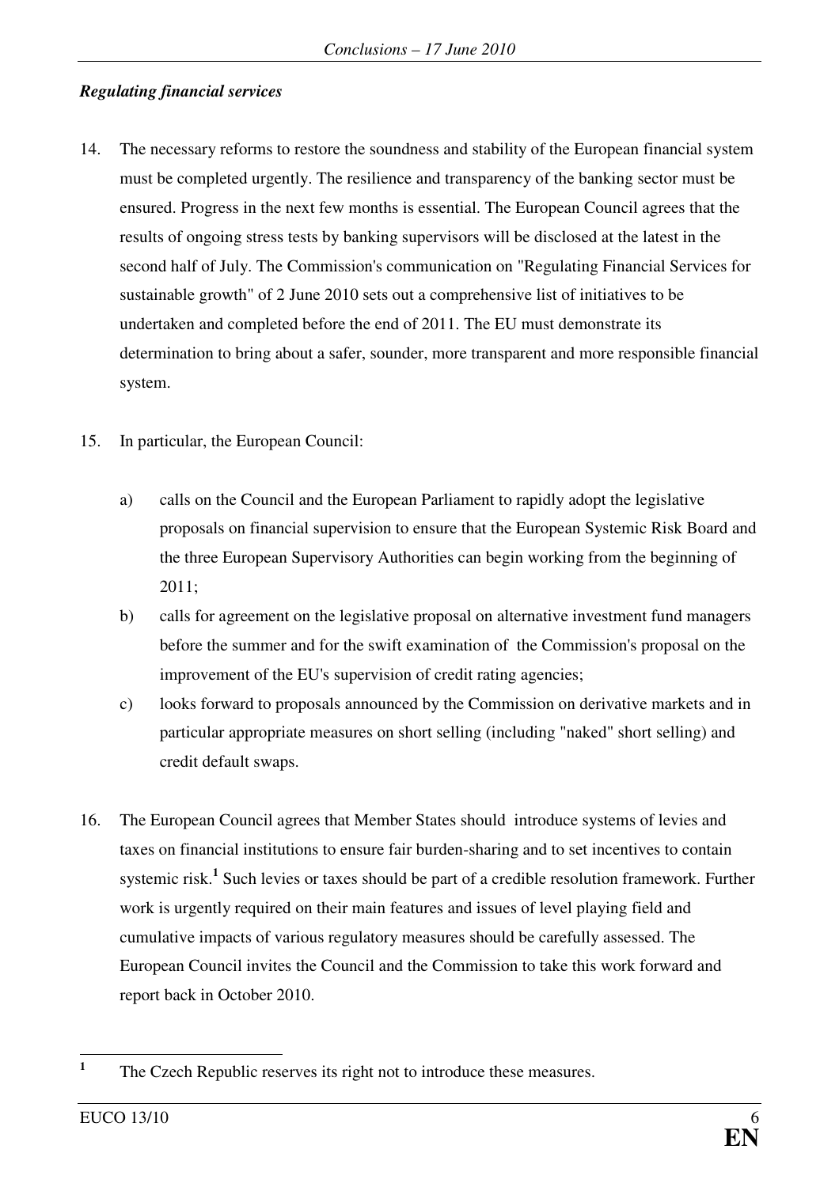***Regulating financial services***

14. The necessary reforms to restore the soundness and stability of the European financial system must be completed urgently. The resilience and transparency of the banking sector must be ensured. Progress in the next few months is essential. The European Council agrees that the results of ongoing stress tests by banking supervisors will be disclosed at the latest in the second half of July. The Commission's communication on "Regulating Financial Services for sustainable growth" of 2 June 2010 sets out a comprehensive list of initiatives to be undertaken and completed before the end of 2011. The EU must demonstrate its determination to bring about a safer, sounder, more transparent and more responsible financial system.

15. In particular, the European Council:

    a) calls on the Council and the European Parliament to rapidly adopt the legislative proposals on financial supervision to ensure that the European Systemic Risk Board and the three European Supervisory Authorities can begin working from the beginning of 2011;

    b) calls for agreement on the legislative proposal on alternative investment fund managers before the summer and for the swift examination of the Commission's proposal on the improvement of the EU's supervision of credit rating agencies;

    c) looks forward to proposals announced by the Commission on derivative markets and in particular appropriate measures on short selling (including "naked" short selling) and credit default swaps.

16. The European Council agrees that Member States should introduce systems of levies and taxes on financial institutions to ensure fair burden-sharing and to set incentives to contain systemic risk.[1] Such levies or taxes should be part of a credible resolution framework. Further work is urgently required on their main features and issues of level playing field and cumulative impacts of various regulatory measures should be carefully assessed. The European Council invites the Council and the Commission to take this work forward and report back in October 2010.

---

[1] The Czech Republic reserves its right not to introduce these measures.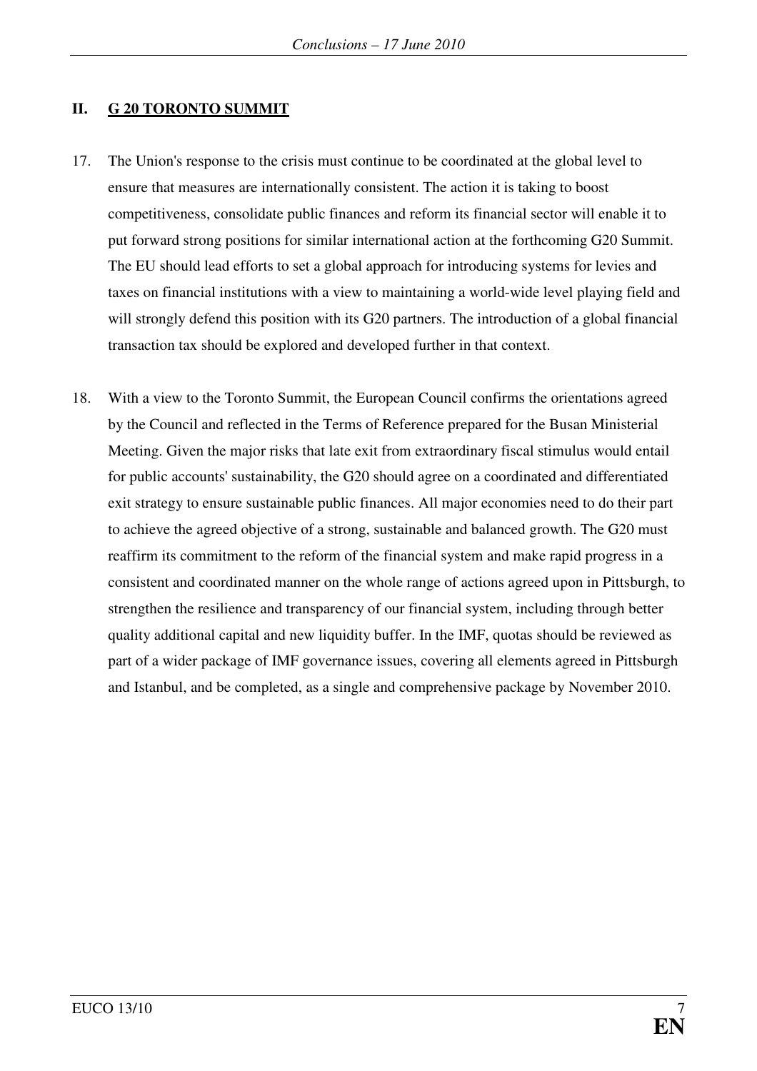## II. G 20 TORONTO SUMMIT

17. The Union's response to the crisis must continue to be coordinated at the global level to ensure that measures are internationally consistent. The action it is taking to boost competitiveness, consolidate public finances and reform its financial sector will enable it to put forward strong positions for similar international action at the forthcoming G20 Summit. The EU should lead efforts to set a global approach for introducing systems for levies and taxes on financial institutions with a view to maintaining a world-wide level playing field and will strongly defend this position with its G20 partners. The introduction of a global financial transaction tax should be explored and developed further in that context.

18. With a view to the Toronto Summit, the European Council confirms the orientations agreed by the Council and reflected in the Terms of Reference prepared for the Busan Ministerial Meeting. Given the major risks that late exit from extraordinary fiscal stimulus would entail for public accounts' sustainability, the G20 should agree on a coordinated and differentiated exit strategy to ensure sustainable public finances. All major economies need to do their part to achieve the agreed objective of a strong, sustainable and balanced growth. The G20 must reaffirm its commitment to the reform of the financial system and make rapid progress in a consistent and coordinated manner on the whole range of actions agreed upon in Pittsburgh, to strengthen the resilience and transparency of our financial system, including through better quality additional capital and new liquidity buffer. In the IMF, quotas should be reviewed as part of a wider package of IMF governance issues, covering all elements agreed in Pittsburgh and Istanbul, and be completed, as a single and comprehensive package by November 2010.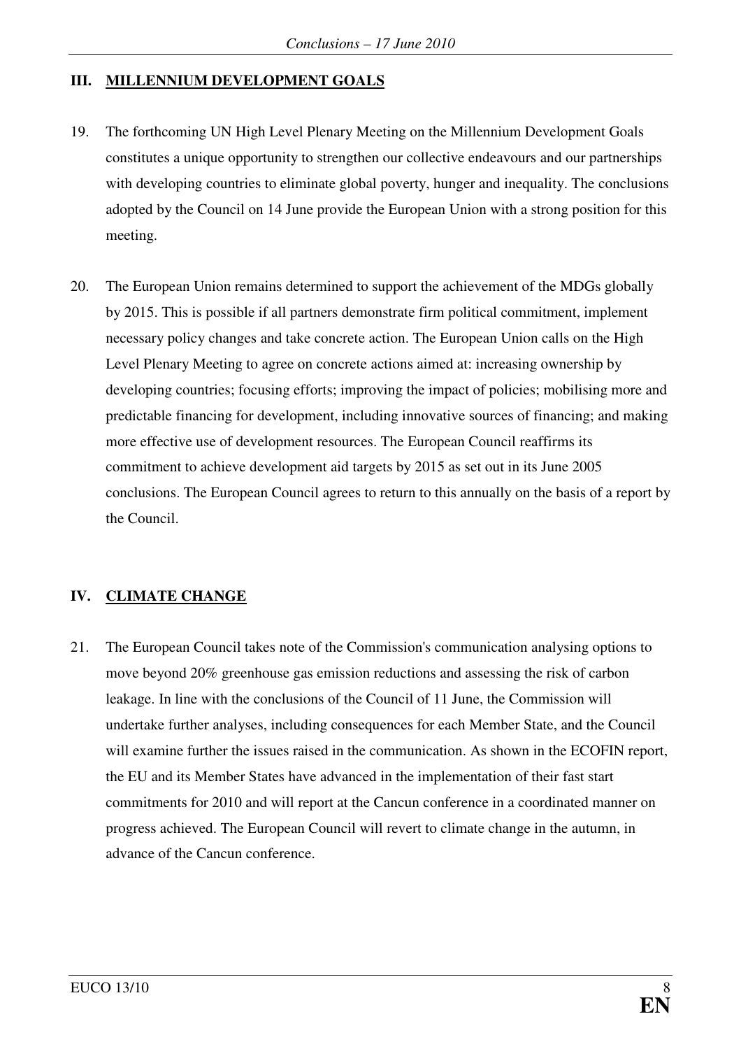## III. <u>MILLENNIUM DEVELOPMENT GOALS</u>

19. The forthcoming UN High Level Plenary Meeting on the Millennium Development Goals constitutes a unique opportunity to strengthen our collective endeavours and our partnerships with developing countries to eliminate global poverty, hunger and inequality. The conclusions adopted by the Council on 14 June provide the European Union with a strong position for this meeting.

20. The European Union remains determined to support the achievement of the MDGs globally by 2015. This is possible if all partners demonstrate firm political commitment, implement necessary policy changes and take concrete action. The European Union calls on the High Level Plenary Meeting to agree on concrete actions aimed at: increasing ownership by developing countries; focusing efforts; improving the impact of policies; mobilising more and predictable financing for development, including innovative sources of financing; and making more effective use of development resources. The European Council reaffirms its commitment to achieve development aid targets by 2015 as set out in its June 2005 conclusions. The European Council agrees to return to this annually on the basis of a report by the Council.

## IV. <u>CLIMATE CHANGE</u>

21. The European Council takes note of the Commission's communication analysing options to move beyond 20% greenhouse gas emission reductions and assessing the risk of carbon leakage. In line with the conclusions of the Council of 11 June, the Commission will undertake further analyses, including consequences for each Member State, and the Council will examine further the issues raised in the communication. As shown in the ECOFIN report, the EU and its Member States have advanced in the implementation of their fast start commitments for 2010 and will report at the Cancun conference in a coordinated manner on progress achieved. The European Council will revert to climate change in the autumn, in advance of the Cancun conference.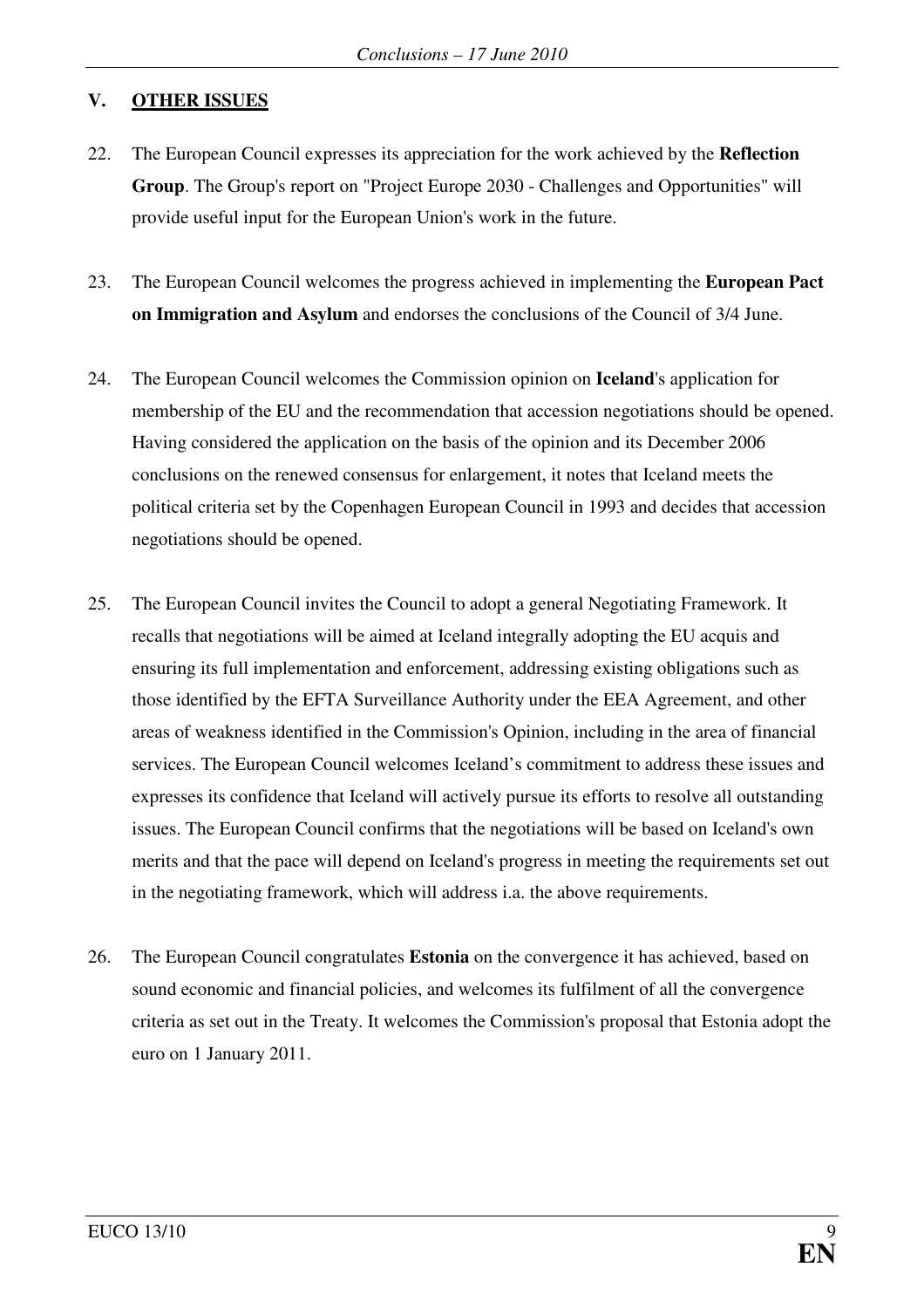## V. **OTHER ISSUES**

22. The European Council expresses its appreciation for the work achieved by the **Reflection Group**. The Group's report on "Project Europe 2030 - Challenges and Opportunities" will provide useful input for the European Union's work in the future.

23. The European Council welcomes the progress achieved in implementing the **European Pact on Immigration and Asylum** and endorses the conclusions of the Council of 3/4 June.

24. The European Council welcomes the Commission opinion on **Iceland**'s application for membership of the EU and the recommendation that accession negotiations should be opened. Having considered the application on the basis of the opinion and its December 2006 conclusions on the renewed consensus for enlargement, it notes that Iceland meets the political criteria set by the Copenhagen European Council in 1993 and decides that accession negotiations should be opened.

25. The European Council invites the Council to adopt a general Negotiating Framework. It recalls that negotiations will be aimed at Iceland integrally adopting the EU acquis and ensuring its full implementation and enforcement, addressing existing obligations such as those identified by the EFTA Surveillance Authority under the EEA Agreement, and other areas of weakness identified in the Commission's Opinion, including in the area of financial services. The European Council welcomes Iceland's commitment to address these issues and expresses its confidence that Iceland will actively pursue its efforts to resolve all outstanding issues. The European Council confirms that the negotiations will be based on Iceland's own merits and that the pace will depend on Iceland's progress in meeting the requirements set out in the negotiating framework, which will address i.a. the above requirements.

26. The European Council congratulates **Estonia** on the convergence it has achieved, based on sound economic and financial policies, and welcomes its fulfilment of all the convergence criteria as set out in the Treaty. It welcomes the Commission's proposal that Estonia adopt the euro on 1 January 2011.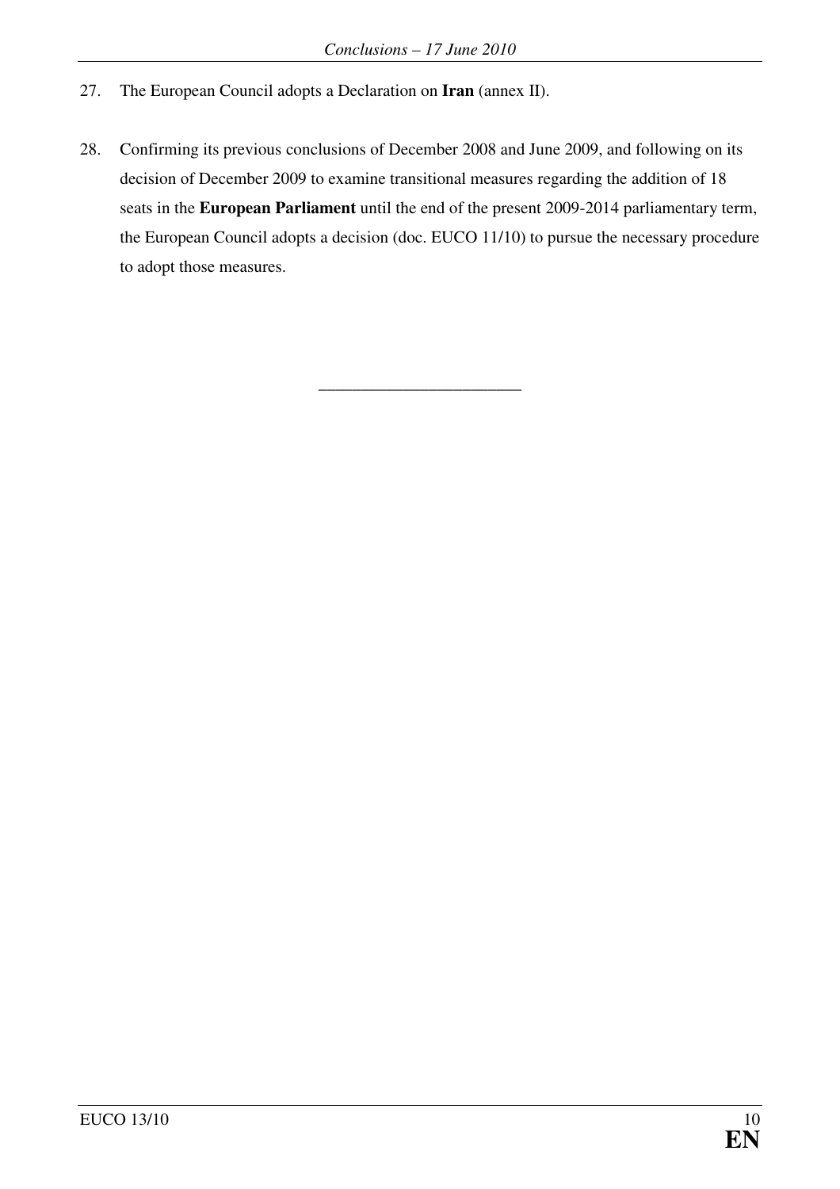27. The European Council adopts a Declaration on **Iran** (annex II).

28. Confirming its previous conclusions of December 2008 and June 2009, and following on its decision of December 2009 to examine transitional measures regarding the addition of 18 seats in the **European Parliament** until the end of the present 2009-2014 parliamentary term, the European Council adopts a decision (doc. EUCO 11/10) to pursue the necessary procedure to adopt those measures.

________________________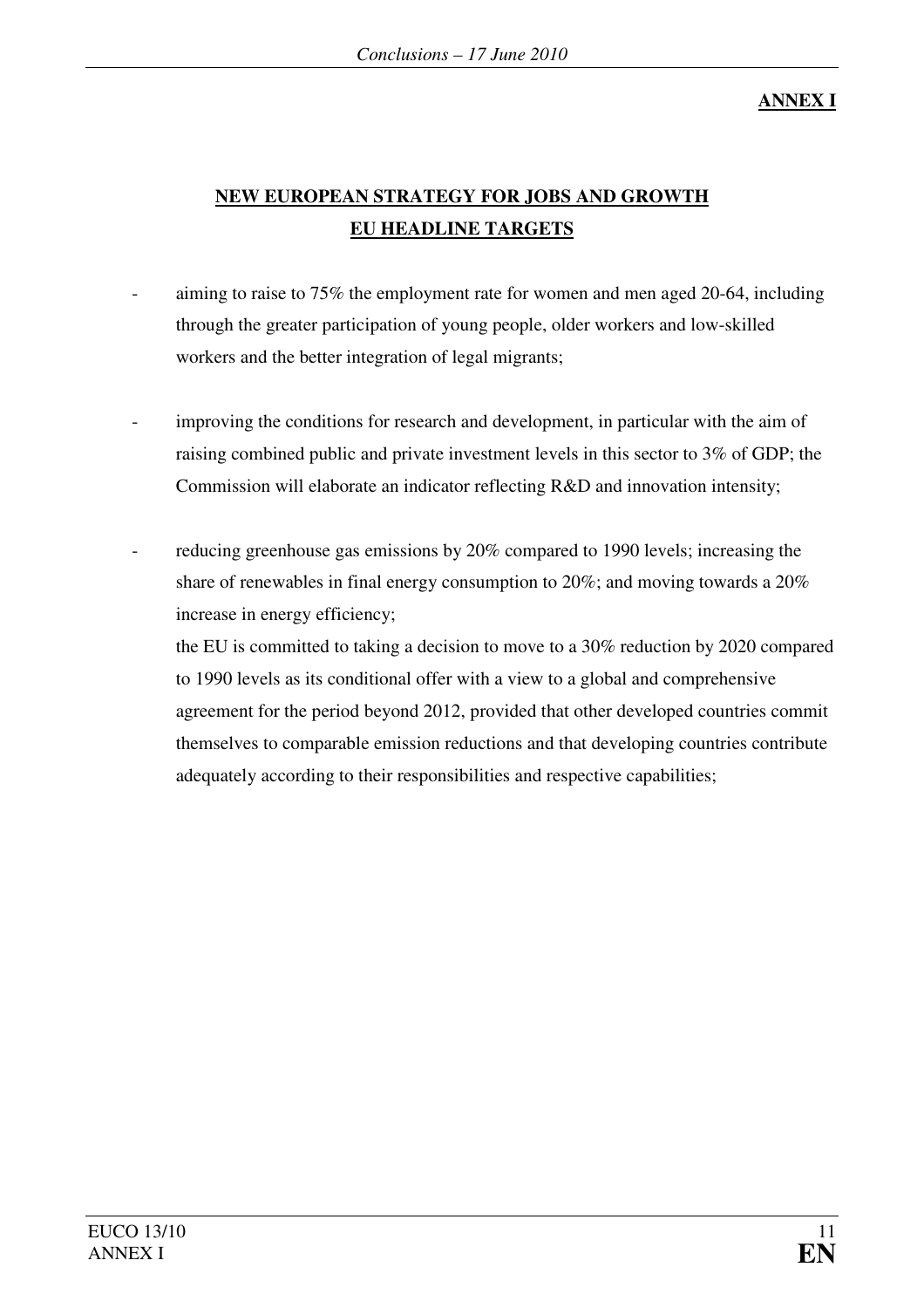**ANNEX I**

## NEW EUROPEAN STRATEGY FOR JOBS AND GROWTH
## EU HEADLINE TARGETS

- aiming to raise to 75% the employment rate for women and men aged 20-64, including through the greater participation of young people, older workers and low-skilled workers and the better integration of legal migrants;

- improving the conditions for research and development, in particular with the aim of raising combined public and private investment levels in this sector to 3% of GDP; the Commission will elaborate an indicator reflecting R&D and innovation intensity;

- reducing greenhouse gas emissions by 20% compared to 1990 levels; increasing the share of renewables in final energy consumption to 20%; and moving towards a 20% increase in energy efficiency;

  the EU is committed to taking a decision to move to a 30% reduction by 2020 compared to 1990 levels as its conditional offer with a view to a global and comprehensive agreement for the period beyond 2012, provided that other developed countries commit themselves to comparable emission reductions and that developing countries contribute adequately according to their responsibilities and respective capabilities;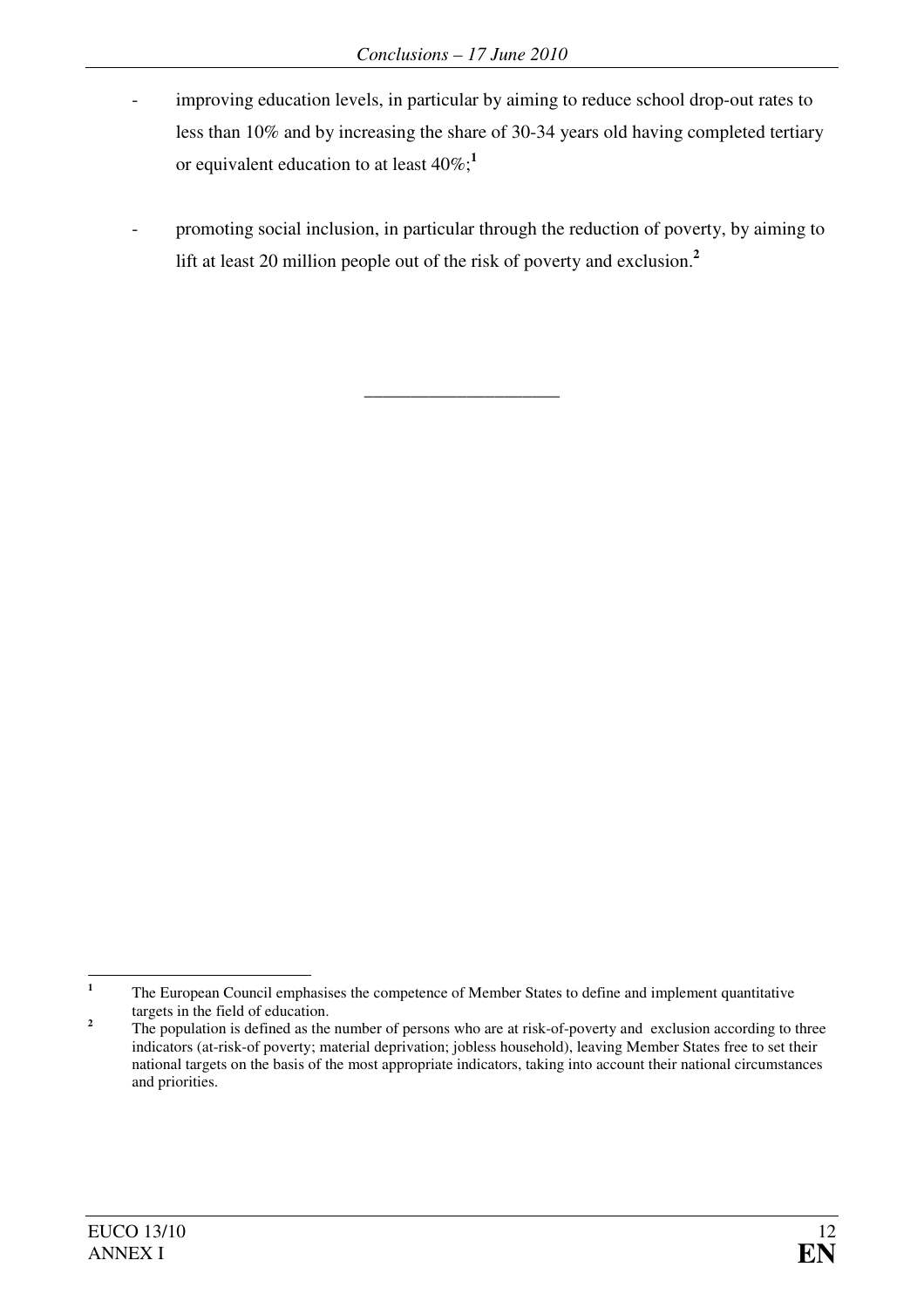- improving education levels, in particular by aiming to reduce school drop-out rates to less than 10% and by increasing the share of 30-34 years old having completed tertiary or equivalent education to at least 40%;[1]

- promoting social inclusion, in particular through the reduction of poverty, by aiming to lift at least 20 million people out of the risk of poverty and exclusion.[2]

\_\_\_\_\_\_\_\_\_\_\_\_\_\_\_\_\_\_\_\_\_\_\_\_

[1] The European Council emphasises the competence of Member States to define and implement quantitative targets in the field of education.

[2] The population is defined as the number of persons who are at risk-of-poverty and exclusion according to three indicators (at-risk-of poverty; material deprivation; jobless household), leaving Member States free to set their national targets on the basis of the most appropriate indicators, taking into account their national circumstances and priorities.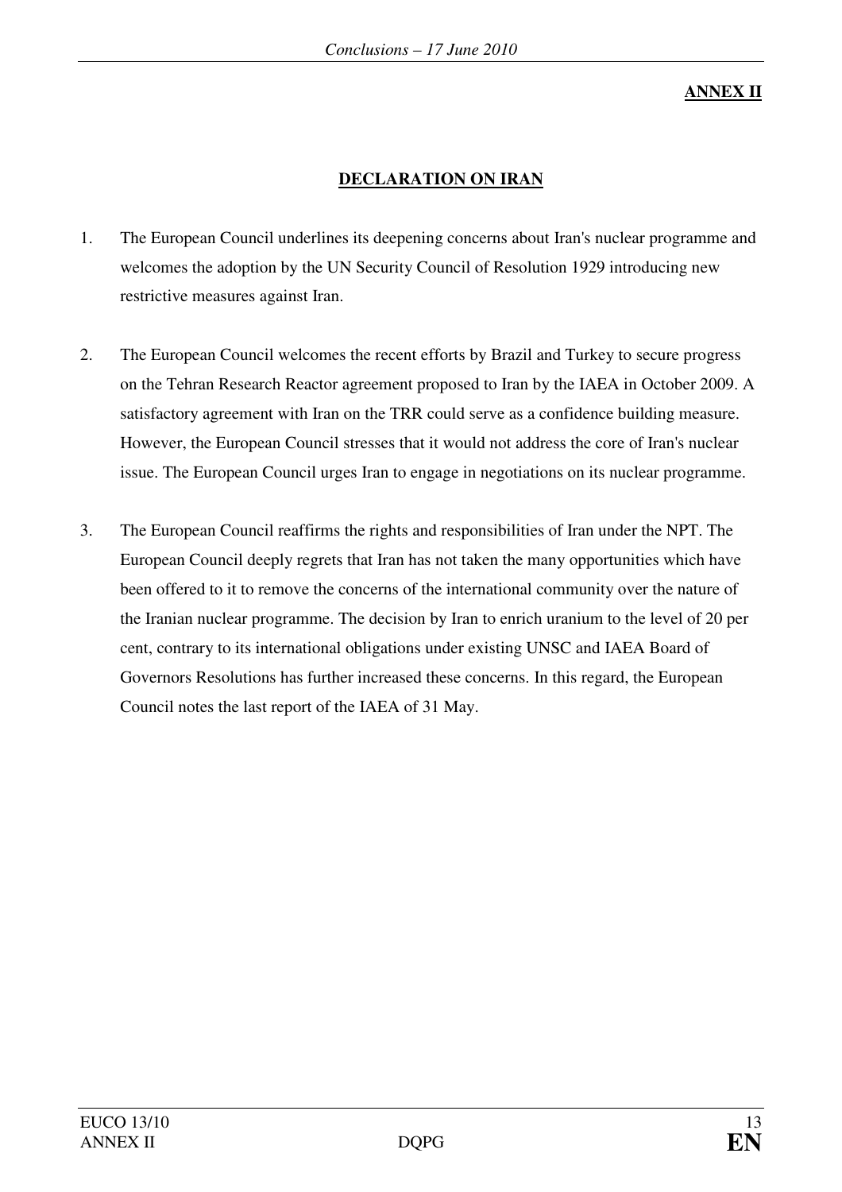**ANNEX II**

## DECLARATION ON IRAN

1. The European Council underlines its deepening concerns about Iran's nuclear programme and welcomes the adoption by the UN Security Council of Resolution 1929 introducing new restrictive measures against Iran.

2. The European Council welcomes the recent efforts by Brazil and Turkey to secure progress on the Tehran Research Reactor agreement proposed to Iran by the IAEA in October 2009. A satisfactory agreement with Iran on the TRR could serve as a confidence building measure. However, the European Council stresses that it would not address the core of Iran's nuclear issue. The European Council urges Iran to engage in negotiations on its nuclear programme.

3. The European Council reaffirms the rights and responsibilities of Iran under the NPT. The European Council deeply regrets that Iran has not taken the many opportunities which have been offered to it to remove the concerns of the international community over the nature of the Iranian nuclear programme. The decision by Iran to enrich uranium to the level of 20 per cent, contrary to its international obligations under existing UNSC and IAEA Board of Governors Resolutions has further increased these concerns. In this regard, the European Council notes the last report of the IAEA of 31 May.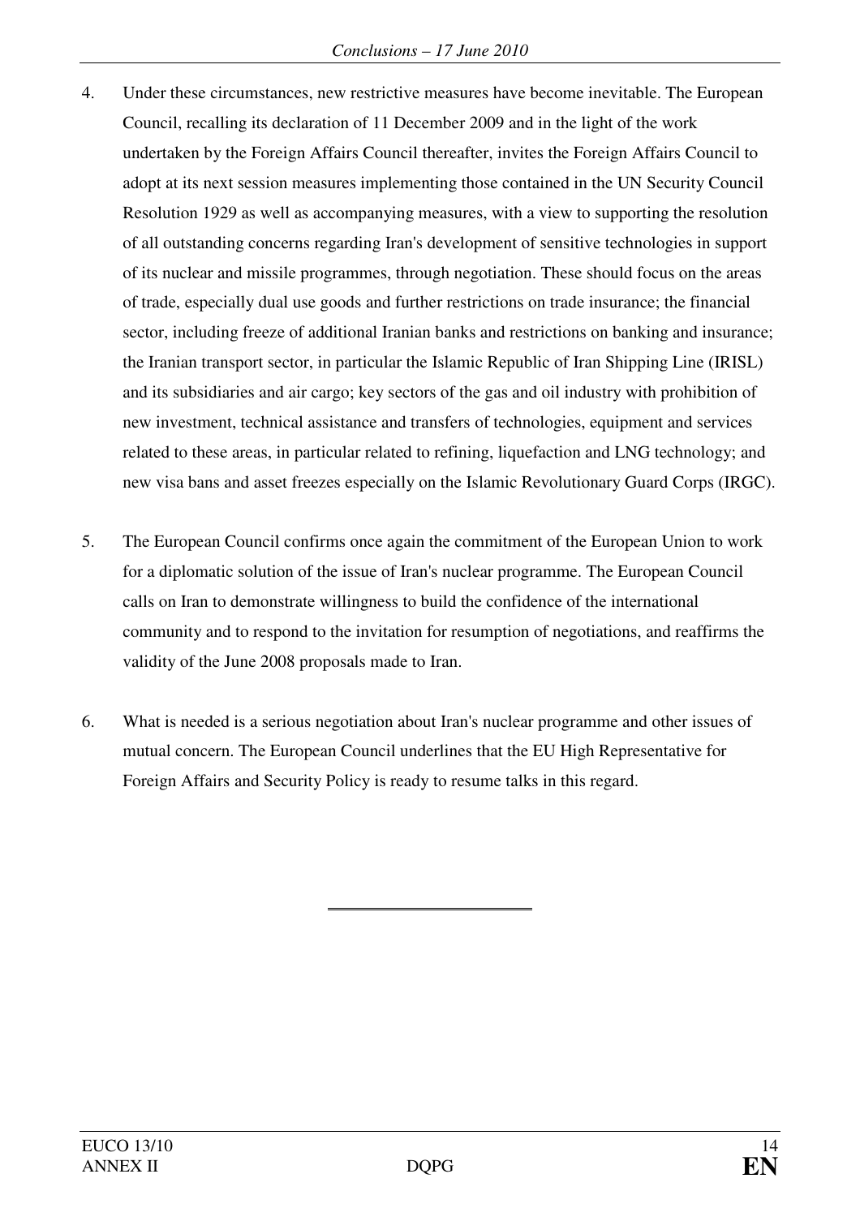4. Under these circumstances, new restrictive measures have become inevitable. The European Council, recalling its declaration of 11 December 2009 and in the light of the work undertaken by the Foreign Affairs Council thereafter, invites the Foreign Affairs Council to adopt at its next session measures implementing those contained in the UN Security Council Resolution 1929 as well as accompanying measures, with a view to supporting the resolution of all outstanding concerns regarding Iran's development of sensitive technologies in support of its nuclear and missile programmes, through negotiation. These should focus on the areas of trade, especially dual use goods and further restrictions on trade insurance; the financial sector, including freeze of additional Iranian banks and restrictions on banking and insurance; the Iranian transport sector, in particular the Islamic Republic of Iran Shipping Line (IRISL) and its subsidiaries and air cargo; key sectors of the gas and oil industry with prohibition of new investment, technical assistance and transfers of technologies, equipment and services related to these areas, in particular related to refining, liquefaction and LNG technology; and new visa bans and asset freezes especially on the Islamic Revolutionary Guard Corps (IRGC).

5. The European Council confirms once again the commitment of the European Union to work for a diplomatic solution of the issue of Iran's nuclear programme. The European Council calls on Iran to demonstrate willingness to build the confidence of the international community and to respond to the invitation for resumption of negotiations, and reaffirms the validity of the June 2008 proposals made to Iran.

6. What is needed is a serious negotiation about Iran's nuclear programme and other issues of mutual concern. The European Council underlines that the EU High Representative for Foreign Affairs and Security Policy is ready to resume talks in this regard.